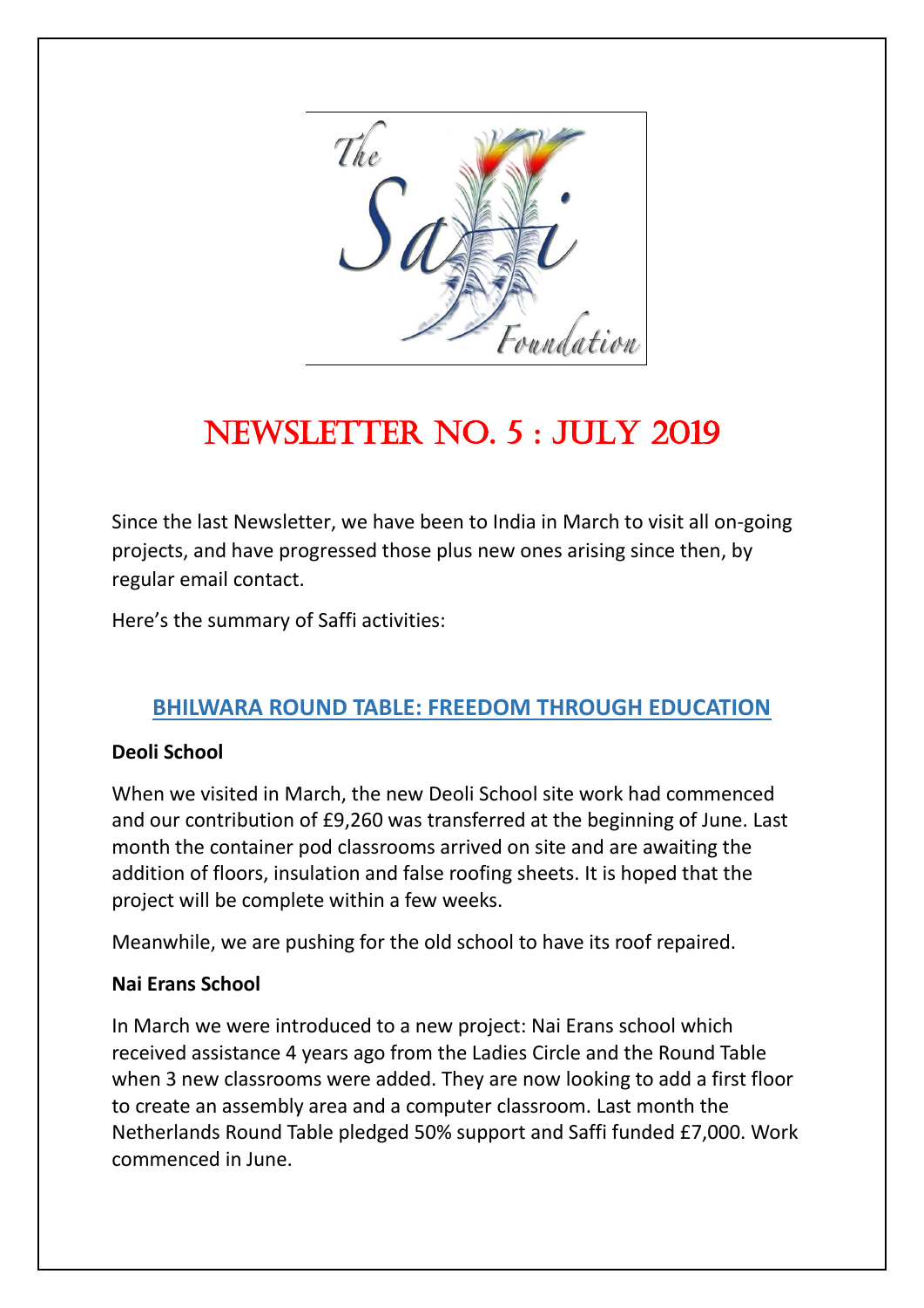# NEWSLETTER NO. 5 : JULY 2019

Since the last Newsletter, we have been to India in March to visit all on-going projects, and have progressed those plus new ones arising since then, by regular email contact.

Here's the summary of Saffi activities:

## BHILWARA ROUND TABLE: FREEDOM THROUGH EDUCATION

### Deoli School

When we visited in March, the new Deoli School site work had commenced and our contribution of £9,260 was transferred at the beginning of June. Last month the container pod classrooms arrived on site and are awaiting the addition of floors, insulation and false roofing sheets. It is hoped that the project will be complete within a few weeks.

Meanwhile, we are pushing for the old school to have its roof repaired.

### Nai Erans School

In March we were introduced to a new project: Nai Erans school which received assistance 4 years ago from the Ladies Circle and the Round Table when 3 new classrooms were added. They are now looking to add a first floor to create an assembly area and a computer classroom. Last month the Netherlands Round Table pledged 50% support and Saffi funded £7,000. Work commenced in June.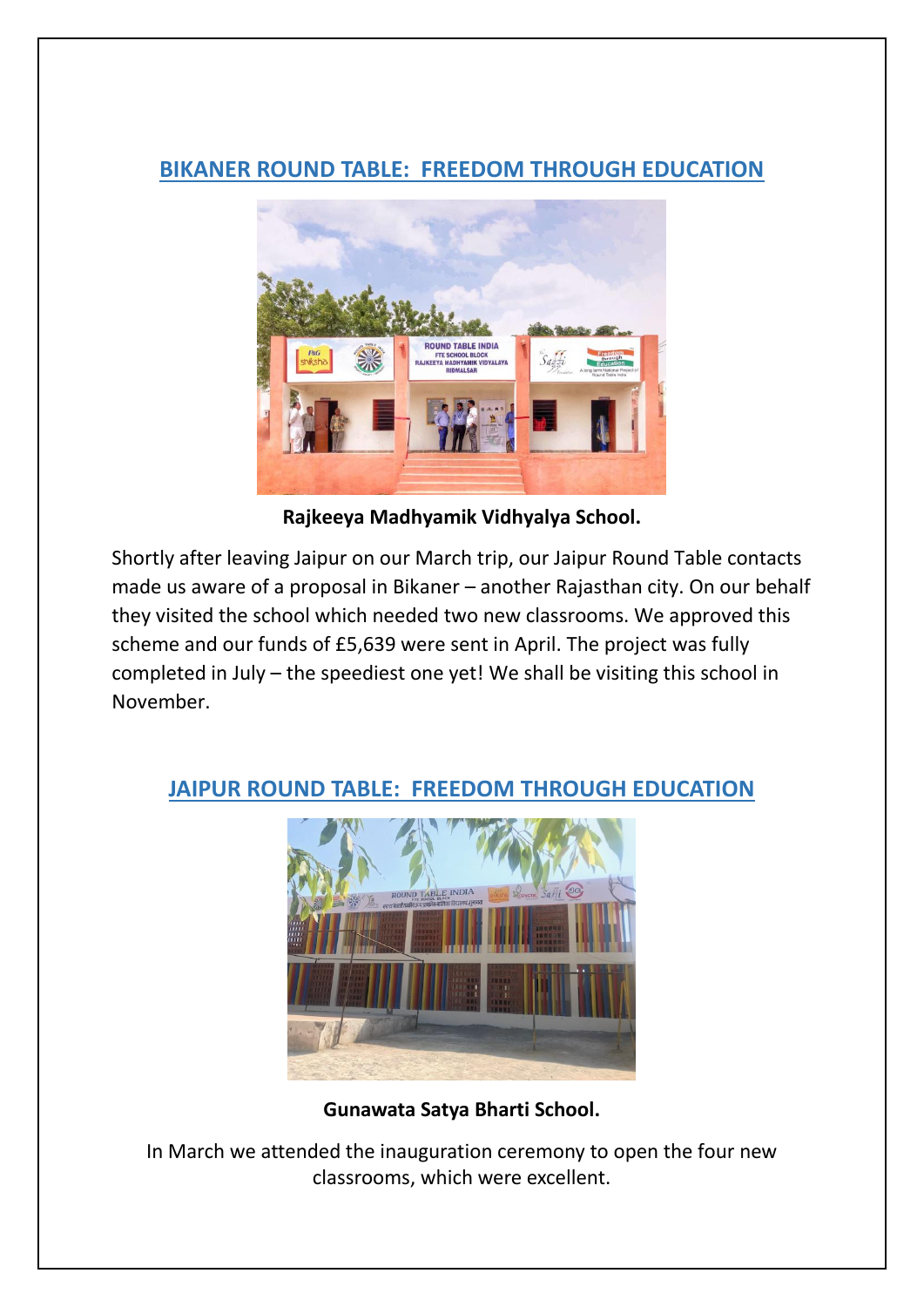## BIKANER ROUND TABLE: FREEDOM THROUGH EDUCATION

**Rajkeeya Madhyamik Vidhyalya School.**

Shortly after leaving Jaipur on our March trip, our Jaipur Round Table contacts made us aware of a proposal in Bikaner – another Rajasthan city. On our behalf they visited the school which needed two new classrooms. We approved this scheme and our funds of £5,639 were sent in April. The project was fully completed in July – the speediest one yet! We shall be visiting this school in November.

## JAIPUR ROUND TABLE: FREEDOM THROUGH EDUCATION

**Gunawata Satya Bharti School.**

In March we attended the inauguration ceremony to open the four new classrooms, which were excellent.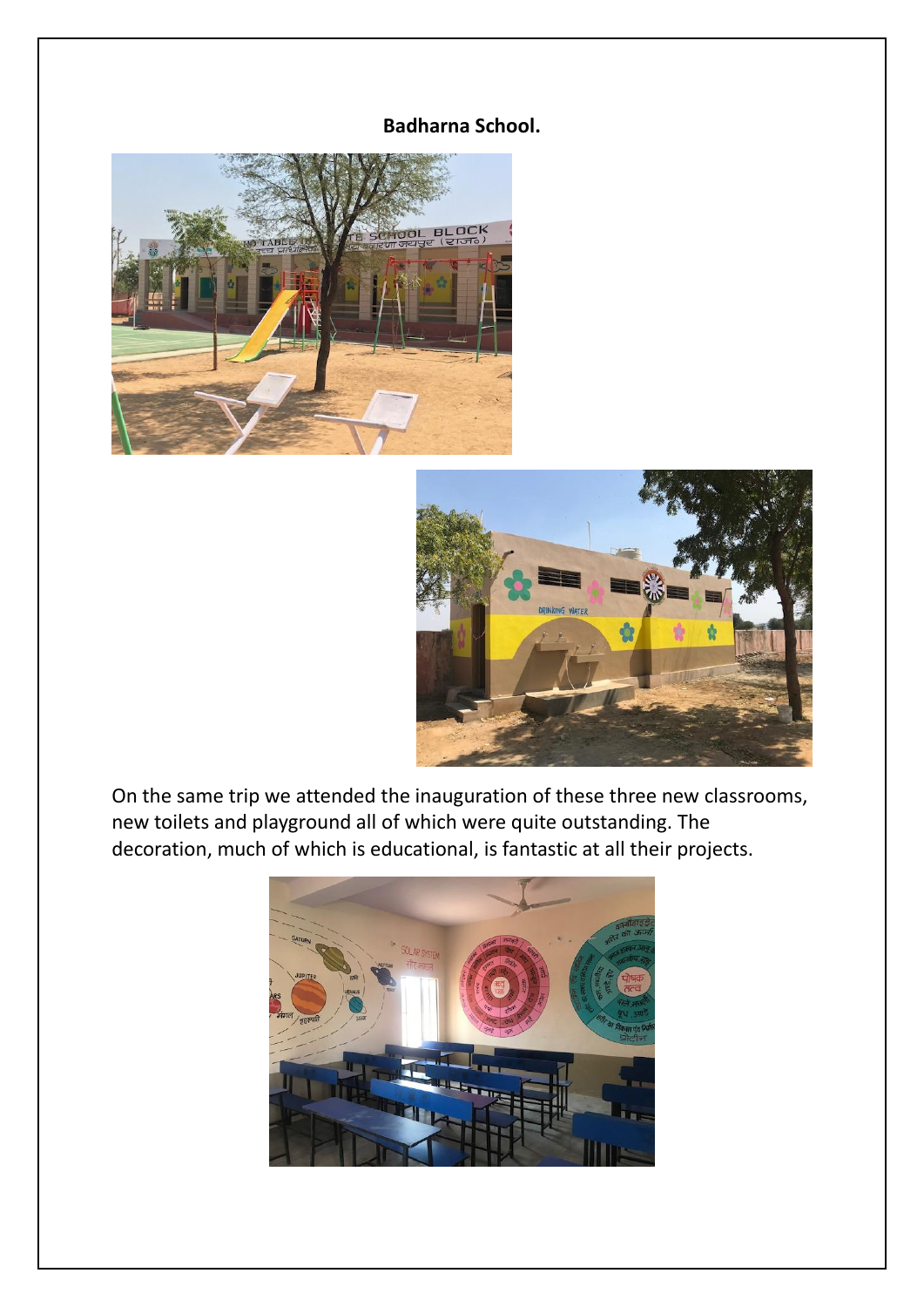**Badharna School.**

On the same trip we attended the inauguration of these three new classrooms, new toilets and playground all of which were quite outstanding. The decoration, much of which is educational, is fantastic at all their projects.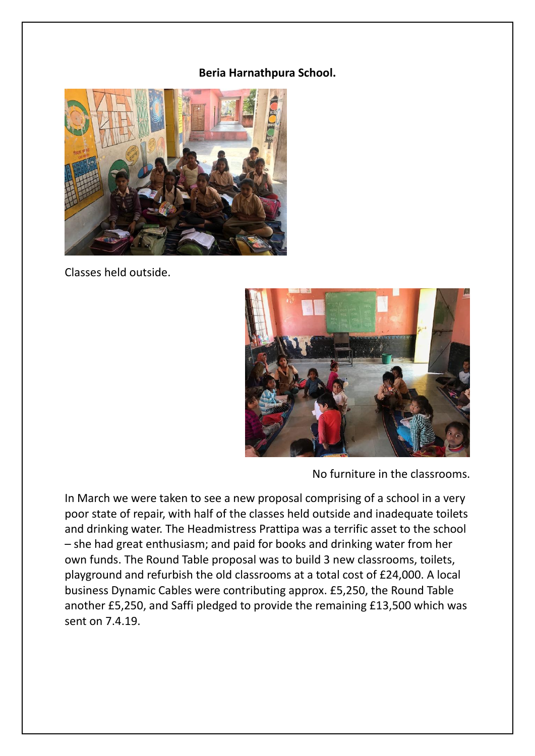**Beria Harnathpura School.**

Classes held outside.

No furniture in the classrooms.

In March we were taken to see a new proposal comprising of a school in a very poor state of repair, with half of the classes held outside and inadequate toilets and drinking water. The Headmistress Prattipa was a terrific asset to the school – she had great enthusiasm; and paid for books and drinking water from her own funds. The Round Table proposal was to build 3 new classrooms, toilets, playground and refurbish the old classrooms at a total cost of £24,000. A local business Dynamic Cables were contributing approx. £5,250, the Round Table another £5,250, and Saffi pledged to provide the remaining £13,500 which was sent on 7.4.19.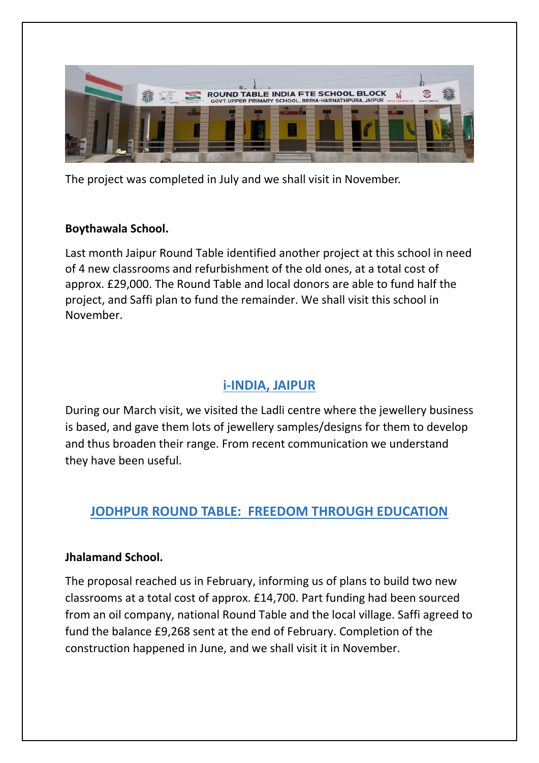The project was completed in July and we shall visit in November.

**Boythawala School.**

Last month Jaipur Round Table identified another project at this school in need of 4 new classrooms and refurbishment of the old ones, at a total cost of approx. £29,000. The Round Table and local donors are able to fund half the project, and Saffi plan to fund the remainder. We shall visit this school in November.

## i-INDIA, JAIPUR

During our March visit, we visited the Ladli centre where the jewellery business is based, and gave them lots of jewellery samples/designs for them to develop and thus broaden their range. From recent communication we understand they have been useful.

## JODHPUR ROUND TABLE: FREEDOM THROUGH EDUCATION

**Jhalamand School.**

The proposal reached us in February, informing us of plans to build two new classrooms at a total cost of approx. £14,700. Part funding had been sourced from an oil company, national Round Table and the local village. Saffi agreed to fund the balance £9,268 sent at the end of February. Completion of the construction happened in June, and we shall visit it in November.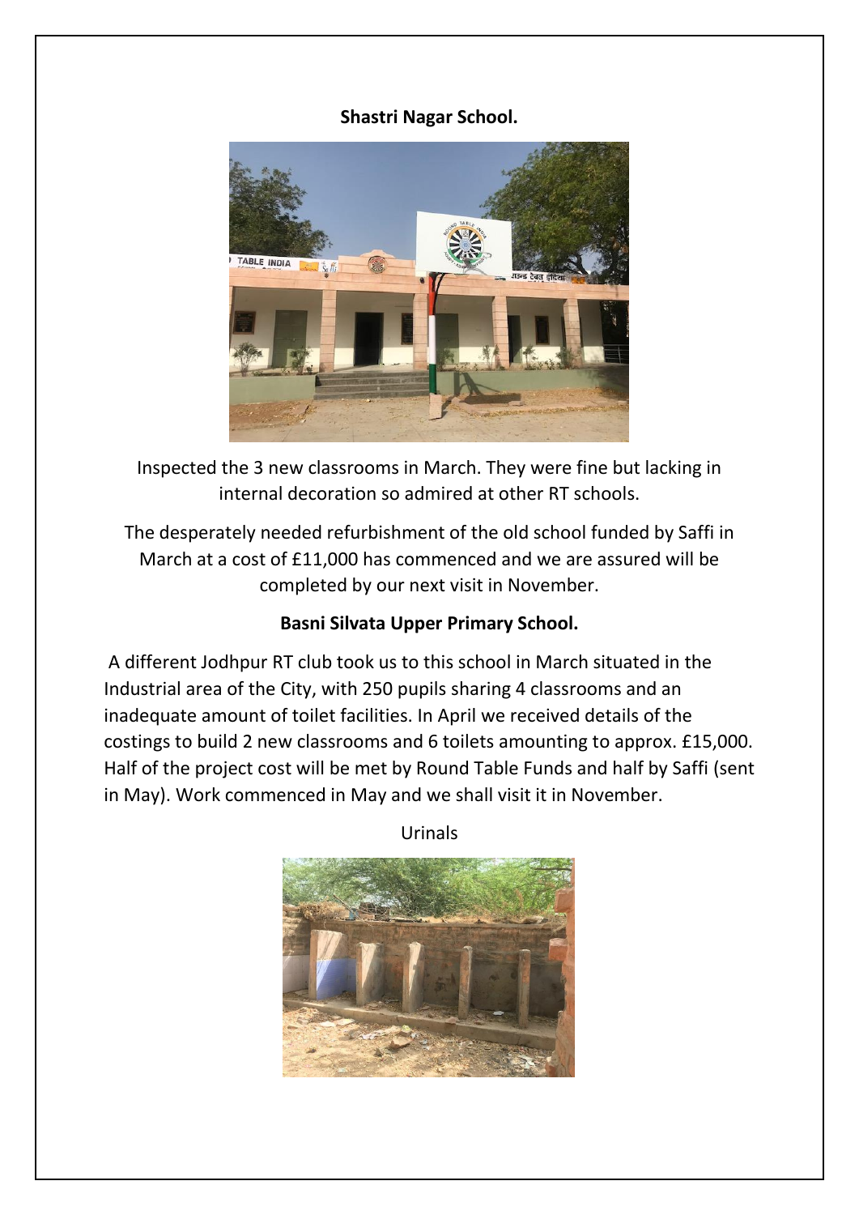**Shastri Nagar School.**

Inspected the 3 new classrooms in March. They were fine but lacking in internal decoration so admired at other RT schools.

The desperately needed refurbishment of the old school funded by Saffi in March at a cost of £11,000 has commenced and we are assured will be completed by our next visit in November.

**Basni Silvata Upper Primary School.**

A different Jodhpur RT club took us to this school in March situated in the Industrial area of the City, with 250 pupils sharing 4 classrooms and an inadequate amount of toilet facilities. In April we received details of the costings to build 2 new classrooms and 6 toilets amounting to approx. £15,000. Half of the project cost will be met by Round Table Funds and half by Saffi (sent in May). Work commenced in May and we shall visit it in November.

Urinals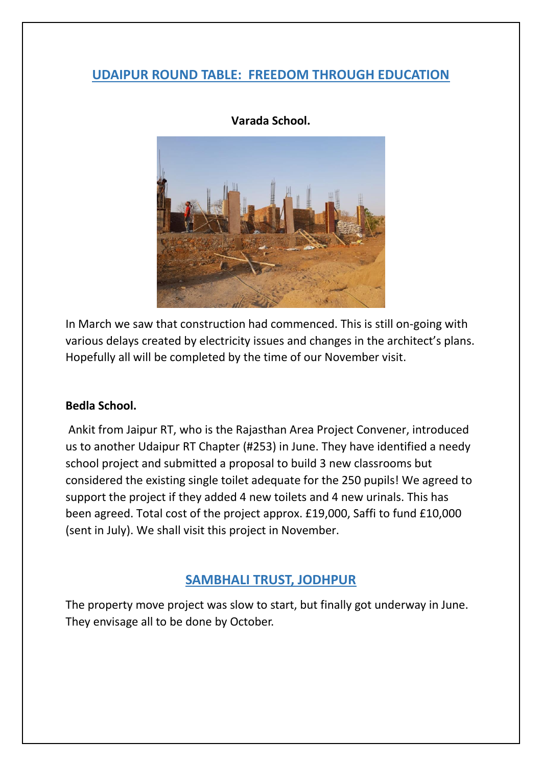## UDAIPUR ROUND TABLE: FREEDOM THROUGH EDUCATION

**Varada School.**

In March we saw that construction had commenced. This is still on-going with various delays created by electricity issues and changes in the architect's plans. Hopefully all will be completed by the time of our November visit.

**Bedla School.**

Ankit from Jaipur RT, who is the Rajasthan Area Project Convener, introduced us to another Udaipur RT Chapter (#253) in June. They have identified a needy school project and submitted a proposal to build 3 new classrooms but considered the existing single toilet adequate for the 250 pupils! We agreed to support the project if they added 4 new toilets and 4 new urinals. This has been agreed. Total cost of the project approx. £19,000, Saffi to fund £10,000 (sent in July). We shall visit this project in November.

## SAMBHALI TRUST, JODHPUR

The property move project was slow to start, but finally got underway in June. They envisage all to be done by October.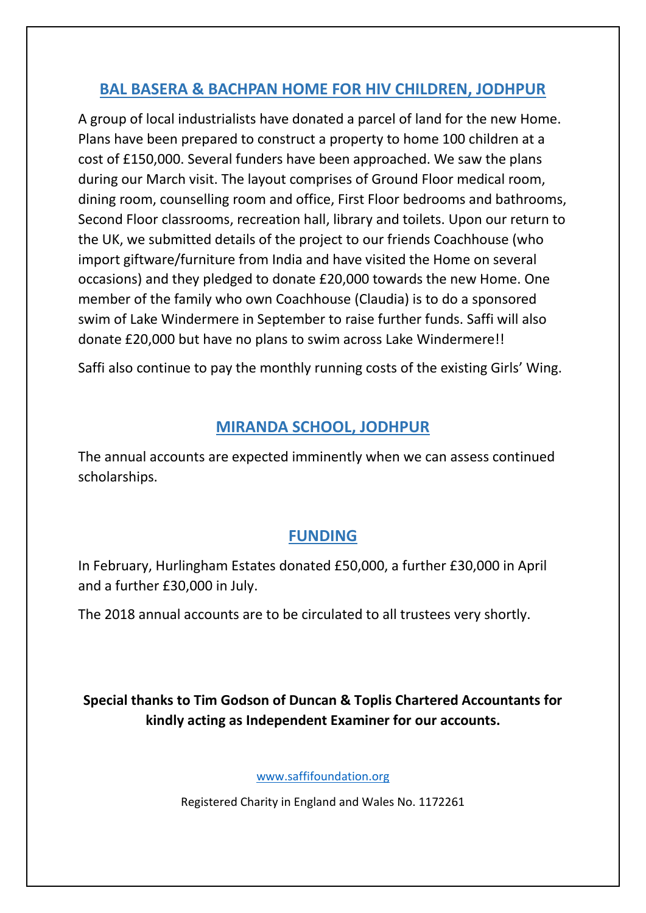## BAL BASERA & BACHPAN HOME FOR HIV CHILDREN, JODHPUR

A group of local industrialists have donated a parcel of land for the new Home. Plans have been prepared to construct a property to home 100 children at a cost of £150,000. Several funders have been approached. We saw the plans during our March visit. The layout comprises of Ground Floor medical room, dining room, counselling room and office, First Floor bedrooms and bathrooms, Second Floor classrooms, recreation hall, library and toilets. Upon our return to the UK, we submitted details of the project to our friends Coachhouse (who import giftware/furniture from India and have visited the Home on several occasions) and they pledged to donate £20,000 towards the new Home. One member of the family who own Coachhouse (Claudia) is to do a sponsored swim of Lake Windermere in September to raise further funds. Saffi will also donate £20,000 but have no plans to swim across Lake Windermere!!

Saffi also continue to pay the monthly running costs of the existing Girls' Wing.

## MIRANDA SCHOOL, JODHPUR

The annual accounts are expected imminently when we can assess continued scholarships.

## FUNDING

In February, Hurlingham Estates donated £50,000, a further £30,000 in April and a further £30,000 in July.

The 2018 annual accounts are to be circulated to all trustees very shortly.

**Special thanks to Tim Godson of Duncan & Toplis Chartered Accountants for kindly acting as Independent Examiner for our accounts.**

www.saffifoundation.org

Registered Charity in England and Wales No. 1172261